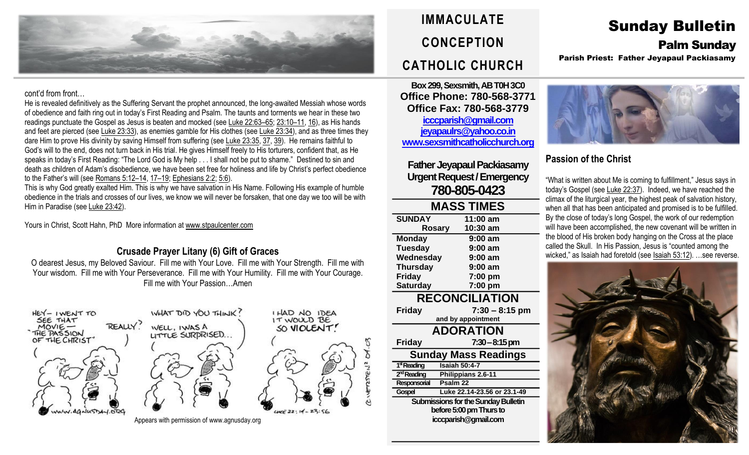# IMMACULATE CONCEPTION CATHOLIC CHURCH

# Sunday Bulletin

## Palm Sunday

**Parish Priest: Father Jeyapaul Packiasamy**

cont'd from front…

He is revealed definitively as the Suffering Servant the prophet announced, the long-awaited Messiah whose words of obedience and faith ring out in today's First Reading and Psalm. The taunts and torments we hear in these two readings punctuate the Gospel as Jesus is beaten and mocked (see Luke 22:63–65; 23:10–11, 16), as His hands and feet are pierced (see Luke 23:33), as enemies gamble for His clothes (see Luke 23:34), and as three times they dare Him to prove His divinity by saving Himself from suffering (see Luke 23:35, 37, 39). He remains faithful to God's will to the end, does not turn back in His trial. He gives Himself freely to His torturers, confident that, as He speaks in today's First Reading: "The Lord God is My help . . . I shall not be put to shame." Destined to sin and death as children of Adam's disobedience, we have been set free for holiness and life by Christ's perfect obedience to the Father's will (see Romans 5:12–14, 17–19; Ephesians 2:2; 5:6).

This is why God greatly exalted Him. This is why we have salvation in His Name. Following His example of humble obedience in the trials and crosses of our lives, we know we will never be forsaken, that one day we too will be with Him in Paradise (see Luke 23:42).

Yours in Christ, Scott Hahn, PhD More information at www.stpaulcenter.com

### Crusade Prayer Litany (6) Gift of Graces

O dearest Jesus, my Beloved Saviour. Fill me with Your Love. Fill me with Your Strength. Fill me with Your wisdom. Fill me with Your Perseverance. Fill me with Your Humility. Fill me with Your Courage. Fill me with Your Passion…Amen

Appears with permission of www.agnusday.org

**Box 299, Sexsmith, AB T0H 3C0**
**Office Phone: 780-568-3771**
**Office Fax: 780-568-3779**
**icccparish@gmail.com**
**jeyapaulrs@yahoo.co.in**
**www.sexsmithcatholicchurch.org**

**Father Jeyapaul Packiasamy**
**Urgent Request / Emergency**
**780-805-0423**

### MASS TIMES

| | |
|---|---|
| **SUNDAY** | **11:00 am** |
| **Rosary** | **10:30 am** |
| **Monday** | **9:00 am** |
| **Tuesday** | **9:00 am** |
| **Wednesday** | **9:00 am** |
| **Thursday** | **9:00 am** |
| **Friday** | **7:00 pm** |
| **Saturday** | **7:00 pm** |

### RECONCILIATION

**Friday** **7:30 – 8:15 pm**
and by appointment

### ADORATION

**Friday** **7:30 – 8:15 pm**

### Sunday Mass Readings

| | |
|---|---|
| 1st Reading | Isaiah 50:4-7 |
| 2nd Reading | Philippians 2.6-11 |
| Responsorial | Psalm 22 |
| Gospel | Luke 22.14-23.56 or 23.1-49 |

**Submissions for the Sunday Bulletin before 5:00 pm Thurs to icccparish@gmail.com**

### Passion of the Christ

"What is written about Me is coming to fulfillment," Jesus says in today's Gospel (see Luke 22:37). Indeed, we have reached the climax of the liturgical year, the highest peak of salvation history, when all that has been anticipated and promised is to be fulfilled. By the close of today's long Gospel, the work of our redemption will have been accomplished, the new covenant will be written in the blood of His broken body hanging on the Cross at the place called the Skull. In His Passion, Jesus is "counted among the wicked," as Isaiah had foretold (see Isaiah 53:12). …see reverse.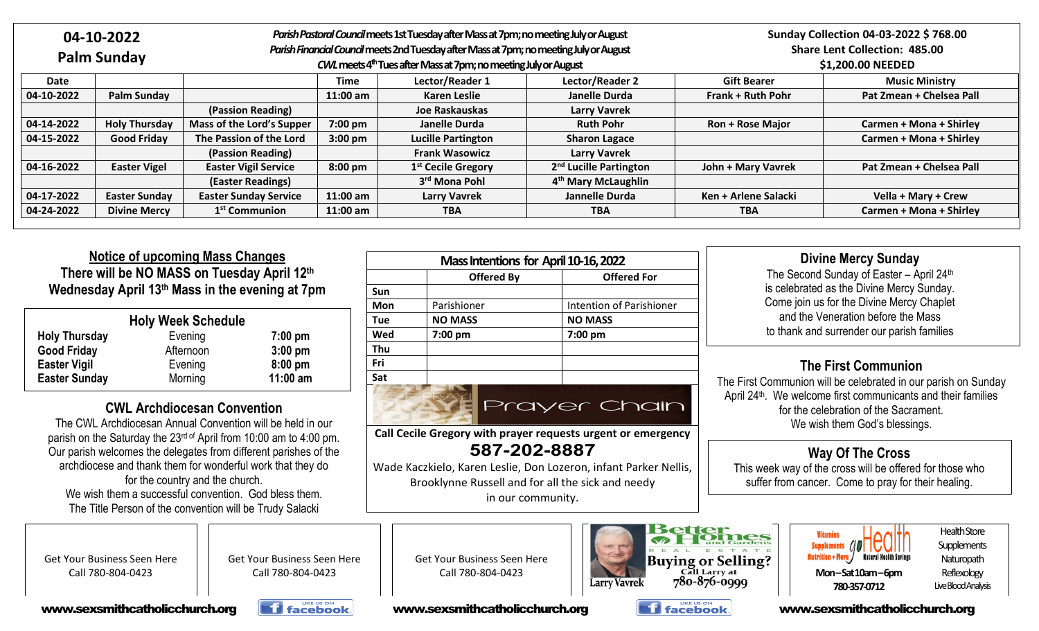**04-10-2022**
**Palm Sunday**

*Parish Pastoral Council* meets 1st Tuesday after Mass at 7pm; no meeting July or August
*Parish Financial Council* meets 2nd Tuesday after Mass at 7pm; no meeting July or August
*CWL* meets 4th Tues after Mass at 7pm; no meeting July or August

**Sunday Collection 04-03-2022 $ 768.00**
**Share Lent Collection: 485.00**
**$1,200.00 NEEDED**

| Date | | | Time | Lector/Reader 1 | Lector/Reader 2 | Gift Bearer | Music Ministry |
|---|---|---|---|---|---|---|---|
| 04-10-2022 | Palm Sunday | | 11:00 am | Karen Leslie | Janelle Durda | Frank + Ruth Pohr | Pat Zmean + Chelsea Pall |
| | | (Passion Reading) | | Joe Raskauskas | Larry Vavrek | | |
| 04-14-2022 | Holy Thursday | Mass of the Lord's Supper | 7:00 pm | Janelle Durda | Ruth Pohr | Ron + Rose Major | Carmen + Mona + Shirley |
| 04-15-2022 | Good Friday | The Passion of the Lord | 3:00 pm | Lucille Partington | Sharon Lagace | | Carmen + Mona + Shirley |
| | | (Passion Reading) | | Frank Wasowicz | Larry Vavrek | | |
| 04-16-2022 | Easter Vigel | Easter Vigil Service | 8:00 pm | 1st Cecile Gregory | 2nd Lucille Partington | John + Mary Vavrek | Pat Zmean + Chelsea Pall |
| | | (Easter Readings) | | 3rd Mona Pohl | 4th Mary McLaughlin | | |
| 04-17-2022 | Easter Sunday | Easter Sunday Service | 11:00 am | Larry Vavrek | Jannelle Durda | Ken + Arlene Salacki | Vella + Mary + Crew |
| 04-24-2022 | Divine Mercy | 1st Communion | 11:00 am | TBA | TBA | TBA | Carmen + Mona + Shirley |

## Notice of upcoming Mass Changes

**There will be NO MASS on Tuesday April 12th**
**Wednesday April 13th Mass in the evening at 7pm**

### Holy Week Schedule

| | | |
|---|---|---|
| **Holy Thursday** | Evening | **7:00 pm** |
| **Good Friday** | Afternoon | **3:00 pm** |
| **Easter Vigil** | Evening | **8:00 pm** |
| **Easter Sunday** | Morning | **11:00 am** |

### CWL Archdiocesan Convention

The CWL Archdiocesan Annual Convention will be held in our parish on the Saturday the 23rd of April from 10:00 am to 4:00 pm. Our parish welcomes the delegates from different parishes of the archdiocese and thank them for wonderful work that they do for the country and the church.
We wish them a successful convention. God bless them.
The Title Person of the convention will be Trudy Salacki

### Mass Intentions for April 10-16, 2022

| | Offered By | Offered For |
|---|---|---|
| Sun | | |
| Mon | Parishioner | Intention of Parishioner |
| Tue | **NO MASS** | **NO MASS** |
| Wed | **7:00 pm** | **7:00 pm** |
| Thu | | |
| Fri | | |
| Sat | | |

Prayer Chain

**Call Cecile Gregory with prayer requests urgent or emergency**
**587-202-8887**

Wade Kaczkielo, Karen Leslie, Don Lozeron, infant Parker Nellis, Brooklynne Russell and for all the sick and needy in our community.

### Divine Mercy Sunday

The Second Sunday of Easter – April 24th is celebrated as the Divine Mercy Sunday. Come join us for the Divine Mercy Chaplet and the Veneration before the Mass to thank and surrender our parish families

### The First Communion

The First Communion will be celebrated in our parish on Sunday April 24th. We welcome first communicants and their families for the celebration of the Sacrament.
We wish them God's blessings.

### Way Of The Cross

This week way of the cross will be offered for those who suffer from cancer. Come to pray for their healing.

Get Your Business Seen Here
Call 780-804-0423

Get Your Business Seen Here
Call 780-804-0423

Get Your Business Seen Here
Call 780-804-0423

Better Homes and Gardens Real Estate
Buying or Selling?
Call Larry at 780-876-0999
Larry Vavrek

Vitamins, Supplements, Nutrition + More — Health — Natural Health Savings
Mon – Sat 10am – 6pm
780-357-0712
Health Store
Supplements
Naturopath
Reflexology
Live Blood Analysis

www.sexsmithcatholicchurch.org — Like us on facebook — www.sexsmithcatholicchurch.org — Like us on facebook — www.sexsmithcatholicchurch.org